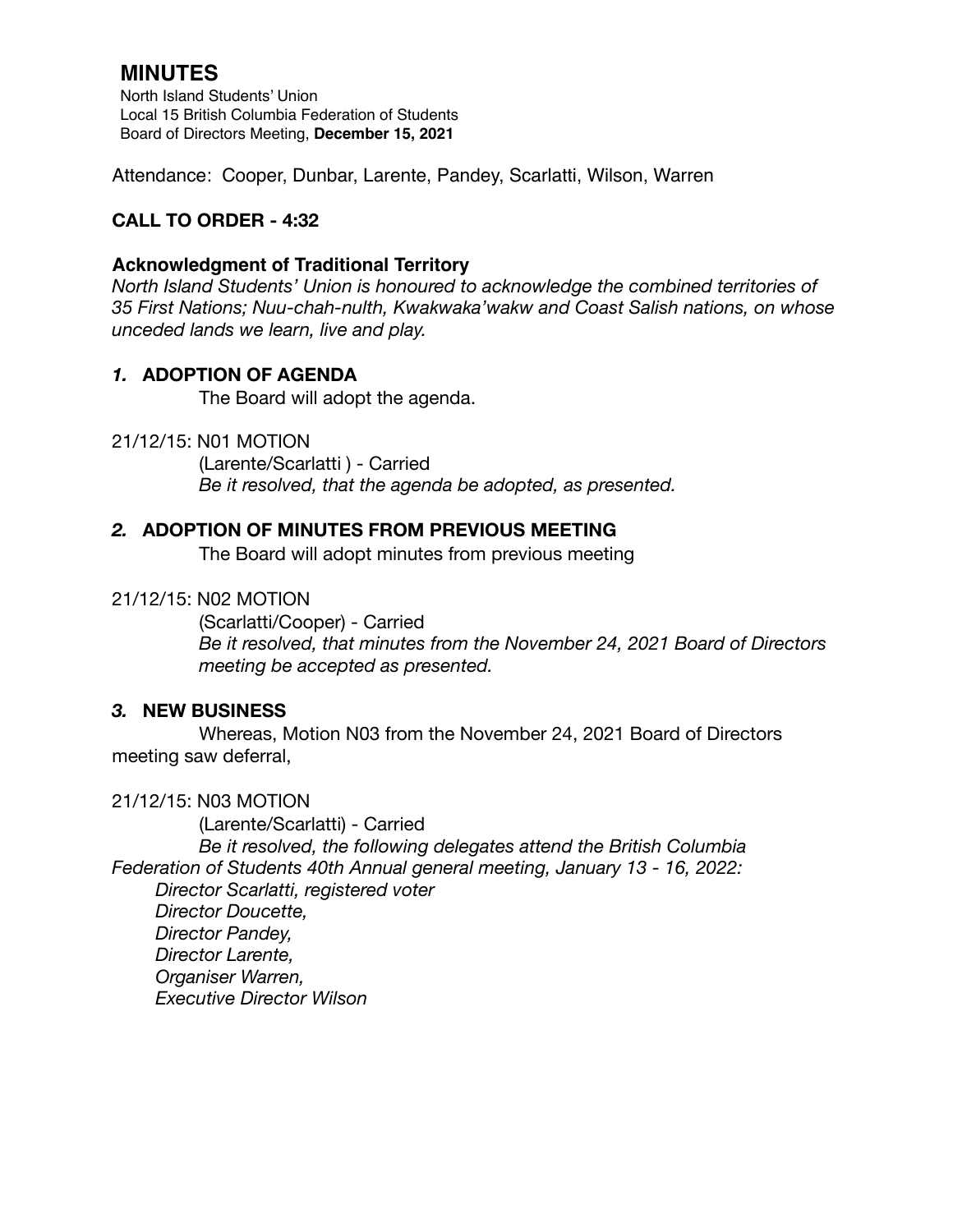# MINUTES

North Island Students' Union
Local 15 British Columbia Federation of Students
Board of Directors Meeting, **December 15, 2021**

Attendance: Cooper, Dunbar, Larente, Pandey, Scarlatti, Wilson, Warren

**CALL TO ORDER - 4:32**

**Acknowledgment of Traditional Territory**

*North Island Students' Union is honoured to acknowledge the combined territories of 35 First Nations; Nuu-chah-nulth, Kwakwaka'wakw and Coast Salish nations, on whose unceded lands we learn, live and play.*

### *1.* ADOPTION OF AGENDA

The Board will adopt the agenda.

21/12/15: N01 MOTION

(Larente/Scarlatti ) - Carried

*Be it resolved, that the agenda be adopted, as presented.*

### *2.* ADOPTION OF MINUTES FROM PREVIOUS MEETING

The Board will adopt minutes from previous meeting

21/12/15: N02 MOTION

(Scarlatti/Cooper) - Carried

*Be it resolved, that minutes from the November 24, 2021 Board of Directors meeting be accepted as presented.*

### *3.* NEW BUSINESS

Whereas, Motion N03 from the November 24, 2021 Board of Directors meeting saw deferral,

21/12/15: N03 MOTION

(Larente/Scarlatti) - Carried

*Be it resolved, the following delegates attend the British Columbia Federation of Students 40th Annual general meeting, January 13 - 16, 2022:*

*Director Scarlatti, registered voter*
*Director Doucette,*
*Director Pandey,*
*Director Larente,*
*Organiser Warren,*
*Executive Director Wilson*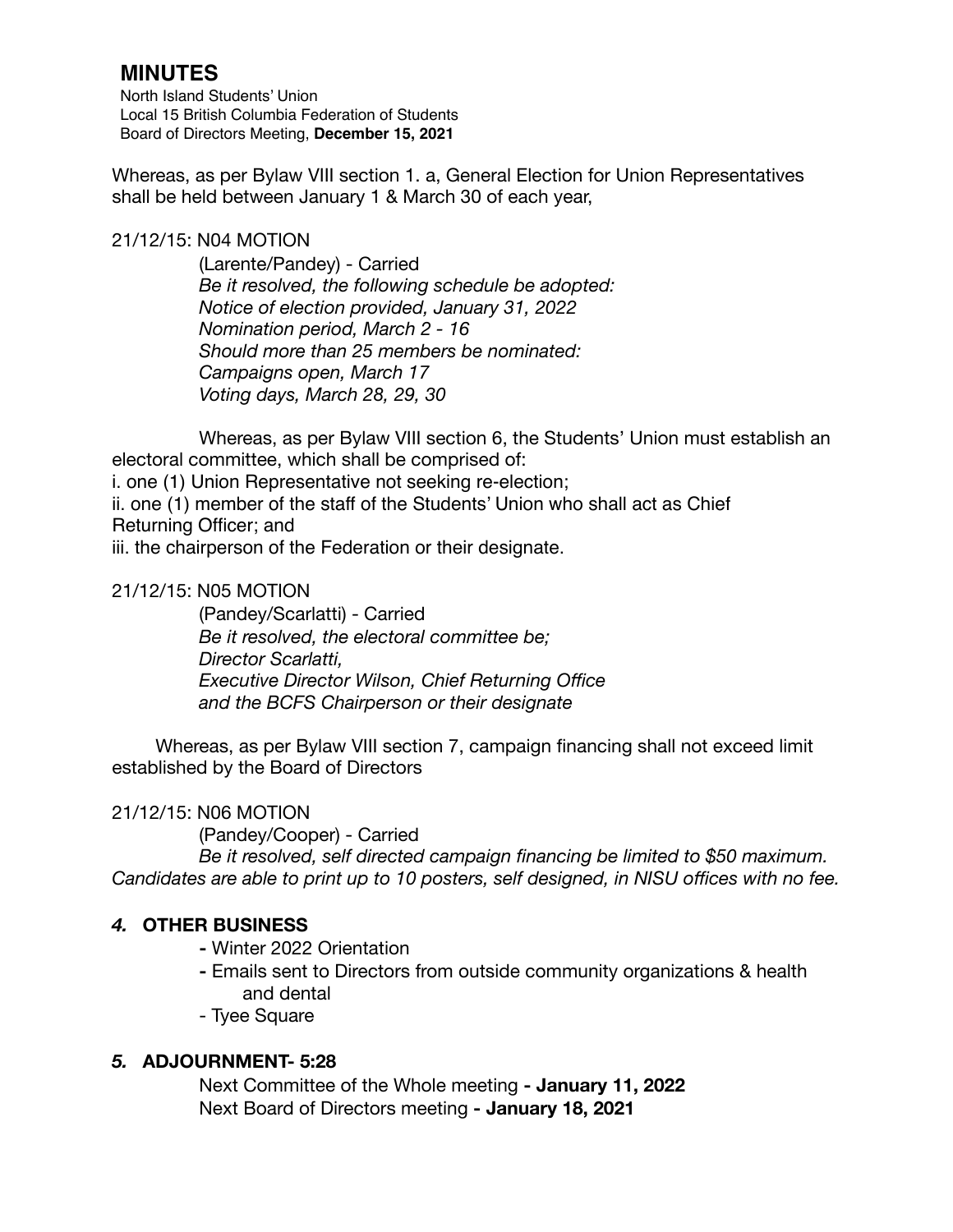# MINUTES

North Island Students' Union
Local 15 British Columbia Federation of Students
Board of Directors Meeting, **December 15, 2021**

Whereas, as per Bylaw VIII section 1. a, General Election for Union Representatives shall be held between January 1 & March 30 of each year,

21/12/15: N04 MOTION

(Larente/Pandey) - Carried
*Be it resolved, the following schedule be adopted:*
*Notice of election provided, January 31, 2022*
*Nomination period, March 2 - 16*
*Should more than 25 members be nominated:*
*Campaigns open, March 17*
*Voting days, March 28, 29, 30*

Whereas, as per Bylaw VIII section 6, the Students' Union must establish an electoral committee, which shall be comprised of:
i. one (1) Union Representative not seeking re-election;
ii. one (1) member of the staff of the Students' Union who shall act as Chief Returning Officer; and
iii. the chairperson of the Federation or their designate.

21/12/15: N05 MOTION

(Pandey/Scarlatti) - Carried
*Be it resolved, the electoral committee be;*
*Director Scarlatti,*
*Executive Director Wilson, Chief Returning Office*
*and the BCFS Chairperson or their designate*

Whereas, as per Bylaw VIII section 7, campaign financing shall not exceed limit established by the Board of Directors

21/12/15: N06 MOTION

(Pandey/Cooper) - Carried
*Be it resolved, self directed campaign financing be limited to $50 maximum. Candidates are able to print up to 10 posters, self designed, in NISU offices with no fee.*

## *4.* OTHER BUSINESS

- Winter 2022 Orientation
- Emails sent to Directors from outside community organizations & health and dental
- Tyee Square

## *5.* ADJOURNMENT- 5:28

Next Committee of the Whole meeting **- January 11, 2022**
Next Board of Directors meeting **- January 18, 2021**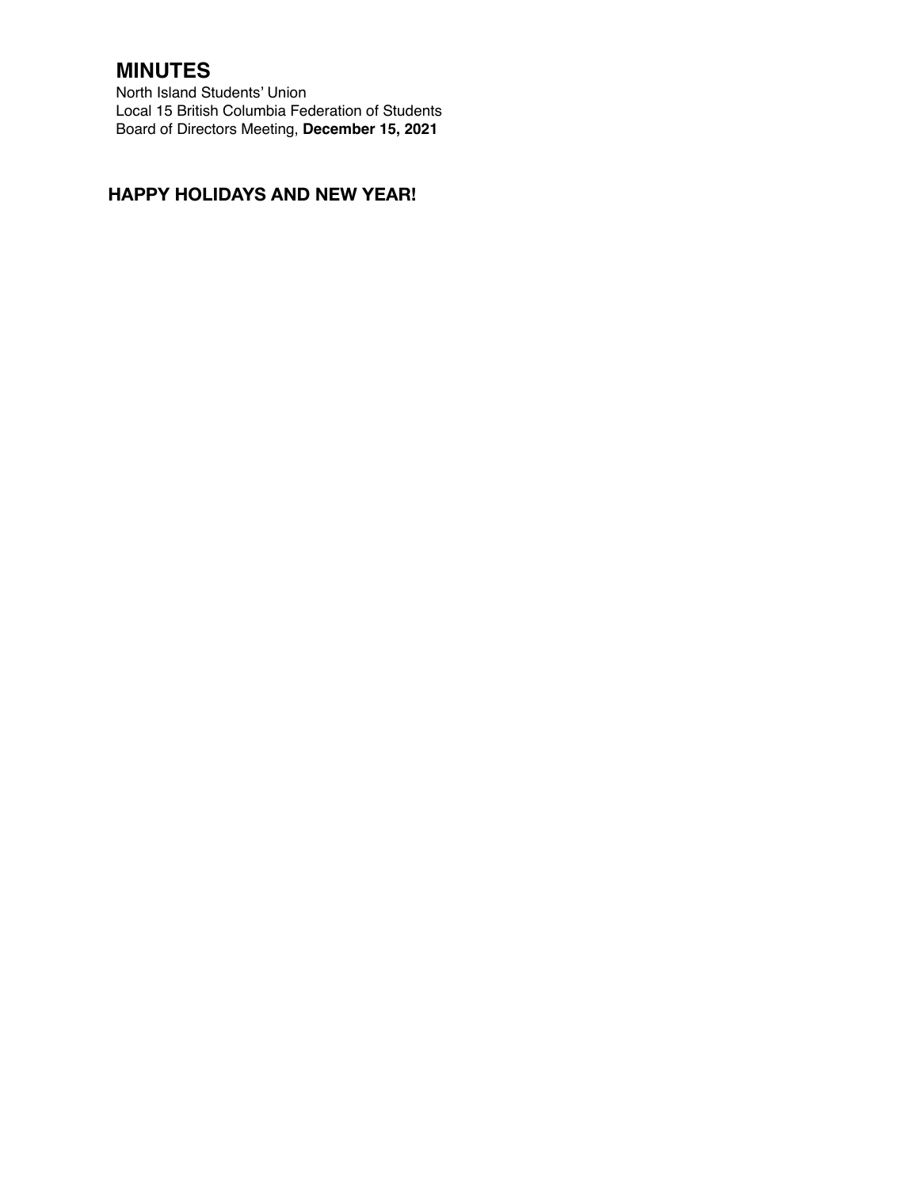# MINUTES

North Island Students' Union
Local 15 British Columbia Federation of Students
Board of Directors Meeting, **December 15, 2021**

## HAPPY HOLIDAYS AND NEW YEAR!